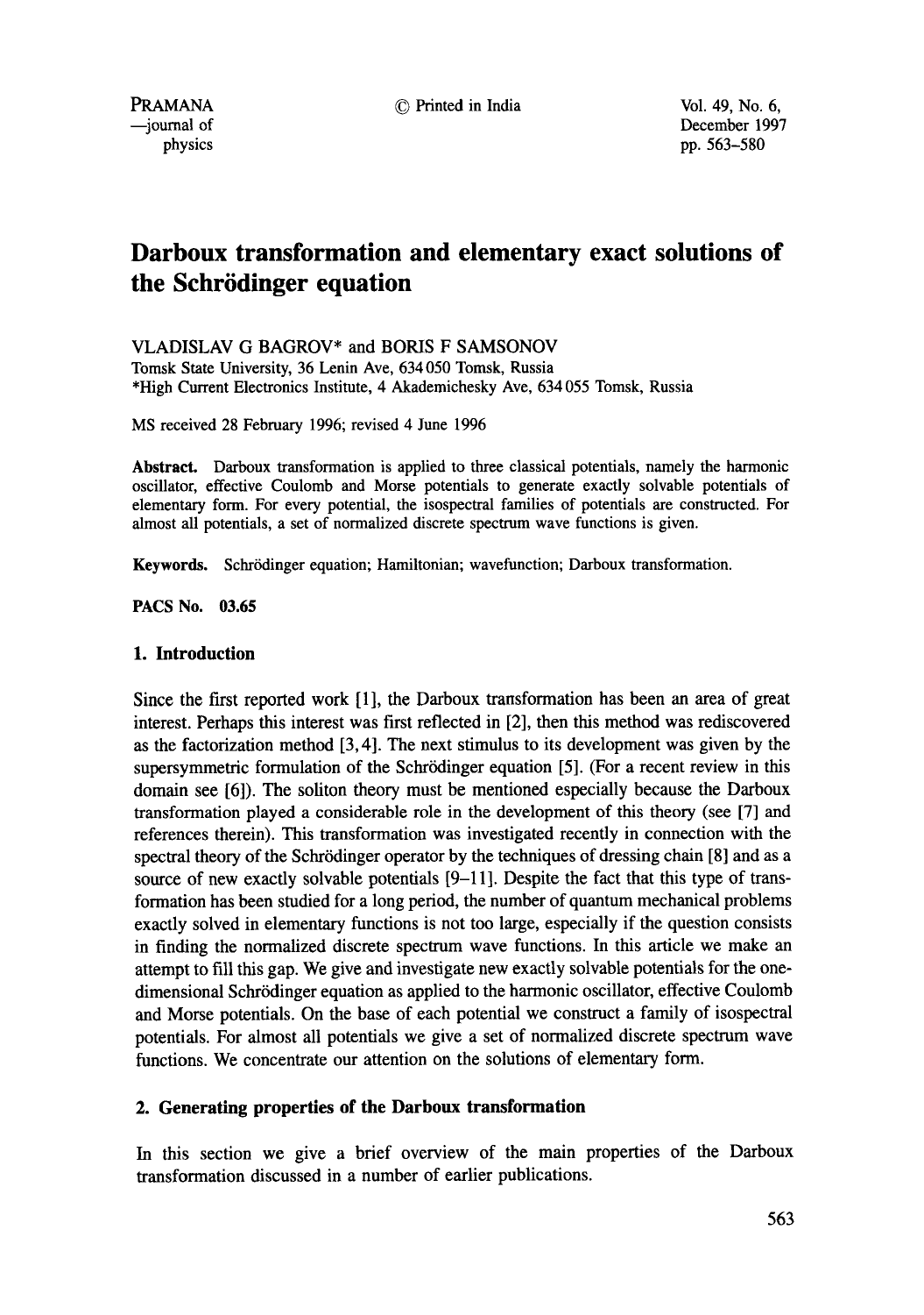# Darboux transformation and elementary exact solutions of the Schrödinger equation

VLADISLAV G BAGROV* and BORIS F SAMSONOV

Tomsk State University, 36 Lenin Ave, 634 050 Tomsk, Russia

*High Current Electronics Institute, 4 Akademichesky Ave, 634 055 Tomsk, Russia

MS received 28 February 1996; revised 4 June 1996

**Abstract.** Darboux transformation is applied to three classical potentials, namely the harmonic oscillator, effective Coulomb and Morse potentials to generate exactly solvable potentials of elementary form. For every potential, the isospectral families of potentials are constructed. For almost all potentials, a set of normalized discrete spectrum wave functions is given.

**Keywords.** Schrödinger equation; Hamiltonian; wavefunction; Darboux transformation.

**PACS No. 03.65**

## 1. Introduction

Since the first reported work [1], the Darboux transformation has been an area of great interest. Perhaps this interest was first reflected in [2], then this method was rediscovered as the factorization method [3, 4]. The next stimulus to its development was given by the supersymmetric formulation of the Schrödinger equation [5]. (For a recent review in this domain see [6]). The soliton theory must be mentioned especially because the Darboux transformation played a considerable role in the development of this theory (see [7] and references therein). This transformation was investigated recently in connection with the spectral theory of the Schrödinger operator by the techniques of dressing chain [8] and as a source of new exactly solvable potentials [9–11]. Despite the fact that this type of transformation has been studied for a long period, the number of quantum mechanical problems exactly solved in elementary functions is not too large, especially if the question consists in finding the normalized discrete spectrum wave functions. In this article we make an attempt to fill this gap. We give and investigate new exactly solvable potentials for the one-dimensional Schrödinger equation as applied to the harmonic oscillator, effective Coulomb and Morse potentials. On the base of each potential we construct a family of isospectral potentials. For almost all potentials we give a set of normalized discrete spectrum wave functions. We concentrate our attention on the solutions of elementary form.

## 2. Generating properties of the Darboux transformation

In this section we give a brief overview of the main properties of the Darboux transformation discussed in a number of earlier publications.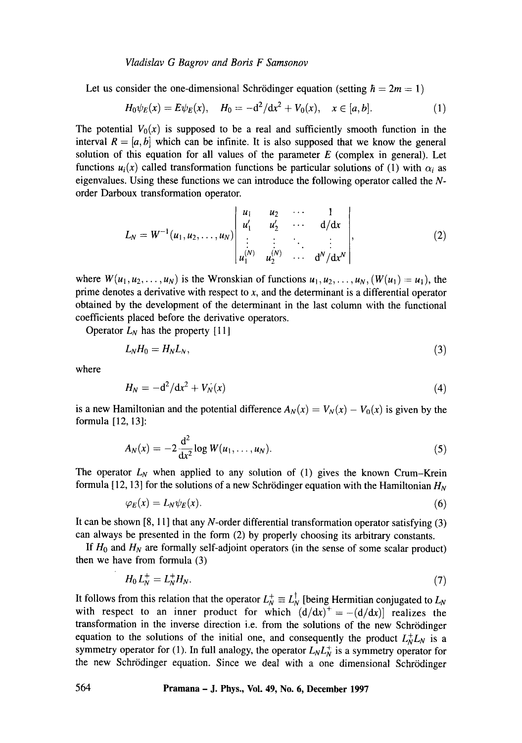Let us consider the one-dimensional Schrödinger equation (setting $\hbar = 2m = 1$)

$$H_0\psi_E(x) = E\psi_E(x), \quad H_0 = -d^2/dx^2 + V_0(x), \quad x \in [a, b]. \tag{1}$$

The potential $V_0(x)$ is supposed to be a real and sufficiently smooth function in the interval $R = [a, b]$ which can be infinite. It is also supposed that we know the general solution of this equation for all values of the parameter $E$ (complex in general). Let functions $u_i(x)$ called transformation functions be particular solutions of (1) with $\alpha_i$ as eigenvalues. Using these functions we can introduce the following operator called the $N$-order Darboux transformation operator.

$$L_N = W^{-1}(u_1, u_2, \ldots, u_N) \begin{vmatrix} u_1 & u_2 & \cdots & 1 \\ u_1' & u_2' & \cdots & d/dx \\ \vdots & \vdots & \ddots & \vdots \\ u_1^{(N)} & u_2^{(N)} & \cdots & d^N/dx^N \end{vmatrix}, \tag{2}$$

where $W(u_1, u_2, \ldots, u_N)$ is the Wronskian of functions $u_1, u_2, \ldots, u_N$, $(W(u_1) = u_1)$, the prime denotes a derivative with respect to $x$, and the determinant is a differential operator obtained by the development of the determinant in the last column with the functional coefficients placed before the derivative operators.

Operator $L_N$ has the property [11]

$$L_N H_0 = H_N L_N, \tag{3}$$

where

$$H_N = -d^2/dx^2 + V_N(x) \tag{4}$$

is a new Hamiltonian and the potential difference $A_N(x) = V_N(x) - V_0(x)$ is given by the formula [12, 13]:

$$A_N(x) = -2\frac{d^2}{dx^2}\log W(u_1, \ldots, u_N). \tag{5}$$

The operator $L_N$ when applied to any solution of (1) gives the known Crum–Krein formula [12, 13] for the solutions of a new Schrödinger equation with the Hamiltonian $H_N$

$$\varphi_E(x) = L_N\psi_E(x). \tag{6}$$

It can be shown [8, 11] that any $N$-order differential transformation operator satisfying (3) can always be presented in the form (2) by properly choosing its arbitrary constants.

If $H_0$ and $H_N$ are formally self-adjoint operators (in the sense of some scalar product) then we have from formula (3)

$$H_0 L_N^+ = L_N^+ H_N. \tag{7}$$

It follows from this relation that the operator $L_N^+ \equiv L_N^\dagger$ [being Hermitian conjugated to $L_N$ with respect to an inner product for which $(d/dx)^+ = -(d/dx)$] realizes the transformation in the inverse direction i.e. from the solutions of the new Schrödinger equation to the solutions of the initial one, and consequently the product $L_N^+ L_N$ is a symmetry operator for (1). In full analogy, the operator $L_N L_N^+$ is a symmetry operator for the new Schrödinger equation. Since we deal with a one dimensional Schrödinger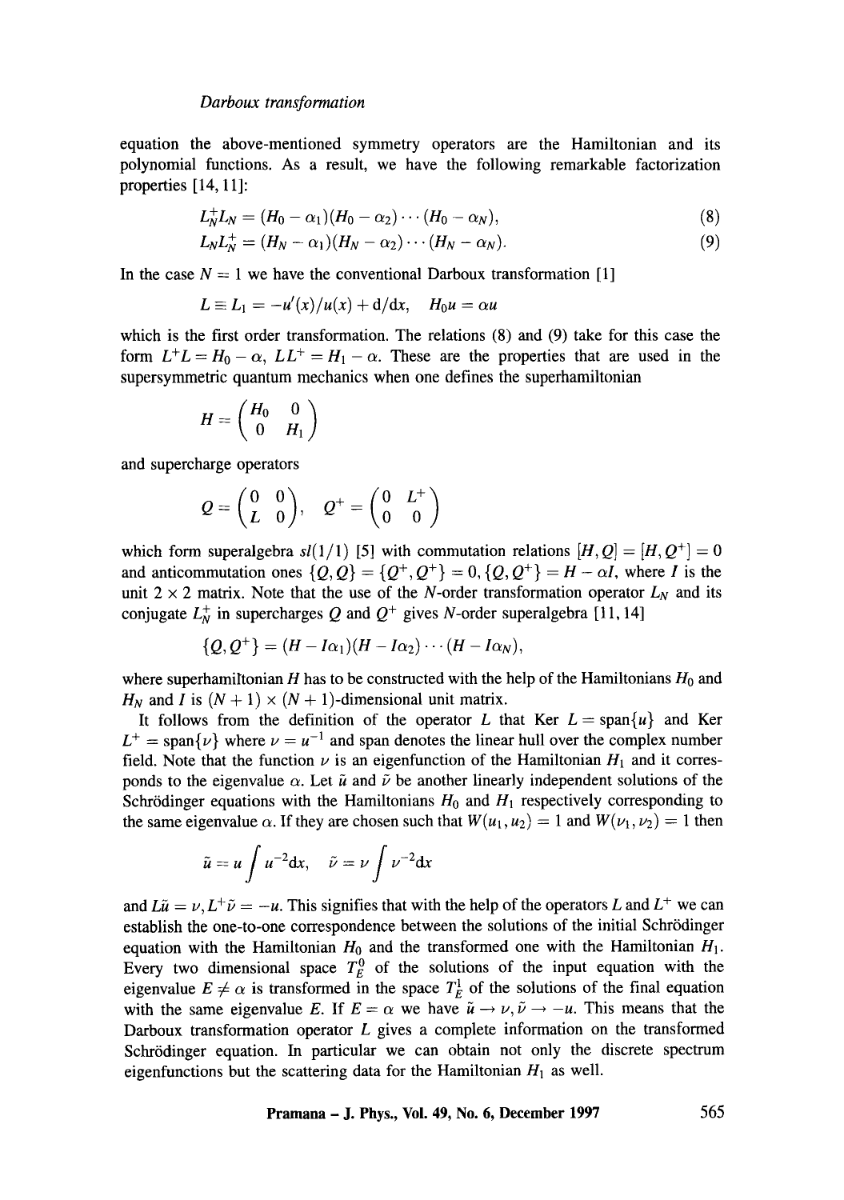equation the above-mentioned symmetry operators are the Hamiltonian and its polynomial functions. As a result, we have the following remarkable factorization properties [14, 11]:

$$L_N^+ L_N = (H_0 - \alpha_1)(H_0 - \alpha_2) \cdots (H_0 - \alpha_N), \tag{8}$$

$$L_N L_N^+ = (H_N - \alpha_1)(H_N - \alpha_2) \cdots (H_N - \alpha_N). \tag{9}$$

In the case $N = 1$ we have the conventional Darboux transformation [1]

$$L \equiv L_1 = -u'(x)/u(x) + \mathrm{d}/\mathrm{d}x, \quad H_0 u = \alpha u$$

which is the first order transformation. The relations (8) and (9) take for this case the form $L^+ L = H_0 - \alpha$, $LL^+ = H_1 - \alpha$. These are the properties that are used in the supersymmetric quantum mechanics when one defines the superhamiltonian

$$H = \begin{pmatrix} H_0 & 0 \\ 0 & H_1 \end{pmatrix}$$

and supercharge operators

$$Q = \begin{pmatrix} 0 & 0 \\ L & 0 \end{pmatrix}, \quad Q^+ = \begin{pmatrix} 0 & L^+ \\ 0 & 0 \end{pmatrix}$$

which form superalgebra $sl(1/1)$ [5] with commutation relations $[H, Q] = [H, Q^+] = 0$ and anticommutation ones $\{Q, Q\} = \{Q^+, Q^+\} = 0, \{Q, Q^+\} = H - \alpha I$, where $I$ is the unit $2 \times 2$ matrix. Note that the use of the $N$-order transformation operator $L_N$ and its conjugate $L_N^+$ in supercharges $Q$ and $Q^+$ gives $N$-order superalgebra [11, 14]

$$\{Q, Q^+\} = (H - I\alpha_1)(H - I\alpha_2) \cdots (H - I\alpha_N),$$

where superhamiltonian $H$ has to be constructed with the help of the Hamiltonians $H_0$ and $H_N$ and $I$ is $(N + 1) \times (N + 1)$-dimensional unit matrix.

It follows from the definition of the operator $L$ that Ker $L = \text{span}\{u\}$ and Ker $L^+ = \text{span}\{v\}$ where $v = u^{-1}$ and span denotes the linear hull over the complex number field. Note that the function $v$ is an eigenfunction of the Hamiltonian $H_1$ and it corresponds to the eigenvalue $\alpha$. Let $\tilde{u}$ and $\tilde{v}$ be another linearly independent solutions of the Schrödinger equations with the Hamiltonians $H_0$ and $H_1$ respectively corresponding to the same eigenvalue $\alpha$. If they are chosen such that $W(u_1, u_2) = 1$ and $W(v_1, v_2) = 1$ then

$$\tilde{u} = u \int u^{-2} \mathrm{d}x, \quad \tilde{v} = v \int v^{-2} \mathrm{d}x$$

and $L\tilde{u} = v, L^+ \tilde{v} = -u$. This signifies that with the help of the operators $L$ and $L^+$ we can establish the one-to-one correspondence between the solutions of the initial Schrödinger equation with the Hamiltonian $H_0$ and the transformed one with the Hamiltonian $H_1$. Every two dimensional space $T_E^0$ of the solutions of the input equation with the eigenvalue $E \neq \alpha$ is transformed in the space $T_E^1$ of the solutions of the final equation with the same eigenvalue $E$. If $E = \alpha$ we have $\tilde{u} \to v, \tilde{v} \to -u$. This means that the Darboux transformation operator $L$ gives a complete information on the transformed Schrödinger equation. In particular we can obtain not only the discrete spectrum eigenfunctions but the scattering data for the Hamiltonian $H_1$ as well.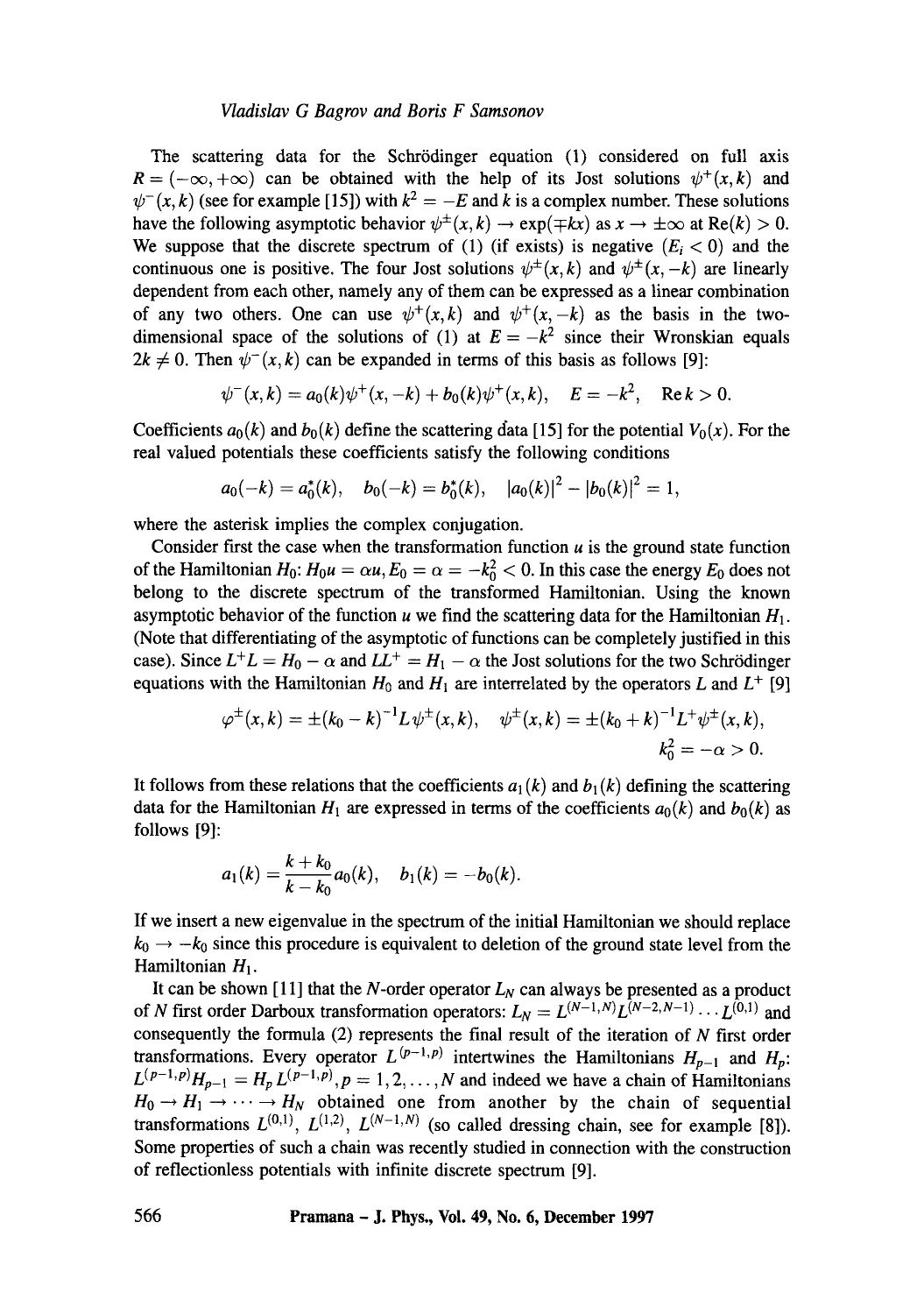The scattering data for the Schrödinger equation (1) considered on full axis $R = (-\infty, +\infty)$ can be obtained with the help of its Jost solutions $\psi^+(x,k)$ and $\psi^-(x,k)$ (see for example [15]) with $k^2 = -E$ and $k$ is a complex number. These solutions have the following asymptotic behavior $\psi^{\pm}(x,k) \to \exp(\mp kx)$ as $x \to \pm\infty$ at $\mathrm{Re}(k) > 0$. We suppose that the discrete spectrum of (1) (if exists) is negative ($E_i < 0$) and the continuous one is positive. The four Jost solutions $\psi^{\pm}(x,k)$ and $\psi^{\pm}(x,-k)$ are linearly dependent from each other, namely any of them can be expressed as a linear combination of any two others. One can use $\psi^+(x,k)$ and $\psi^+(x,-k)$ as the basis in the two-dimensional space of the solutions of (1) at $E = -k^2$ since their Wronskian equals $2k \neq 0$. Then $\psi^-(x,k)$ can be expanded in terms of this basis as follows [9]:

$$\psi^-(x,k) = a_0(k)\psi^+(x,-k) + b_0(k)\psi^+(x,k), \quad E = -k^2, \quad \mathrm{Re}\, k > 0.$$

Coefficients $a_0(k)$ and $b_0(k)$ define the scattering data [15] for the potential $V_0(x)$. For the real valued potentials these coefficients satisfy the following conditions

$$a_0(-k) = a_0^*(k), \quad b_0(-k) = b_0^*(k), \quad |a_0(k)|^2 - |b_0(k)|^2 = 1,$$

where the asterisk implies the complex conjugation.

Consider first the case when the transformation function $u$ is the ground state function of the Hamiltonian $H_0$: $H_0 u = \alpha u, E_0 = \alpha = -k_0^2 < 0$. In this case the energy $E_0$ does not belong to the discrete spectrum of the transformed Hamiltonian. Using the known asymptotic behavior of the function $u$ we find the scattering data for the Hamiltonian $H_1$. (Note that differentiating of the asymptotic of functions can be completely justified in this case). Since $L^+L = H_0 - \alpha$ and $LL^+ = H_1 - \alpha$ the Jost solutions for the two Schrödinger equations with the Hamiltonian $H_0$ and $H_1$ are interrelated by the operators $L$ and $L^+$ [9]

$$\varphi^{\pm}(x,k) = \pm(k_0 - k)^{-1} L\psi^{\pm}(x,k), \quad \psi^{\pm}(x,k) = \pm(k_0 + k)^{-1} L^+\varphi^{\pm}(x,k),$$
$$k_0^2 = -\alpha > 0.$$

It follows from these relations that the coefficients $a_1(k)$ and $b_1(k)$ defining the scattering data for the Hamiltonian $H_1$ are expressed in terms of the coefficients $a_0(k)$ and $b_0(k)$ as follows [9]:

$$a_1(k) = \frac{k + k_0}{k - k_0} a_0(k), \quad b_1(k) = -b_0(k).$$

If we insert a new eigenvalue in the spectrum of the initial Hamiltonian we should replace $k_0 \to -k_0$ since this procedure is equivalent to deletion of the ground state level from the Hamiltonian $H_1$.

It can be shown [11] that the $N$-order operator $L_N$ can always be presented as a product of $N$ first order Darboux transformation operators: $L_N = L^{(N-1,N)} L^{(N-2,N-1)} \ldots L^{(0,1)}$ and consequently the formula (2) represents the final result of the iteration of $N$ first order transformations. Every operator $L^{(p-1,p)}$ intertwines the Hamiltonians $H_{p-1}$ and $H_p$: $L^{(p-1,p)} H_{p-1} = H_p L^{(p-1,p)}, p = 1, 2, \ldots, N$ and indeed we have a chain of Hamiltonians $H_0 \to H_1 \to \cdots \to H_N$ obtained one from another by the chain of sequential transformations $L^{(0,1)}$, $L^{(1,2)}$, $L^{(N-1,N)}$ (so called dressing chain, see for example [8]). Some properties of such a chain was recently studied in connection with the construction of reflectionless potentials with infinite discrete spectrum [9].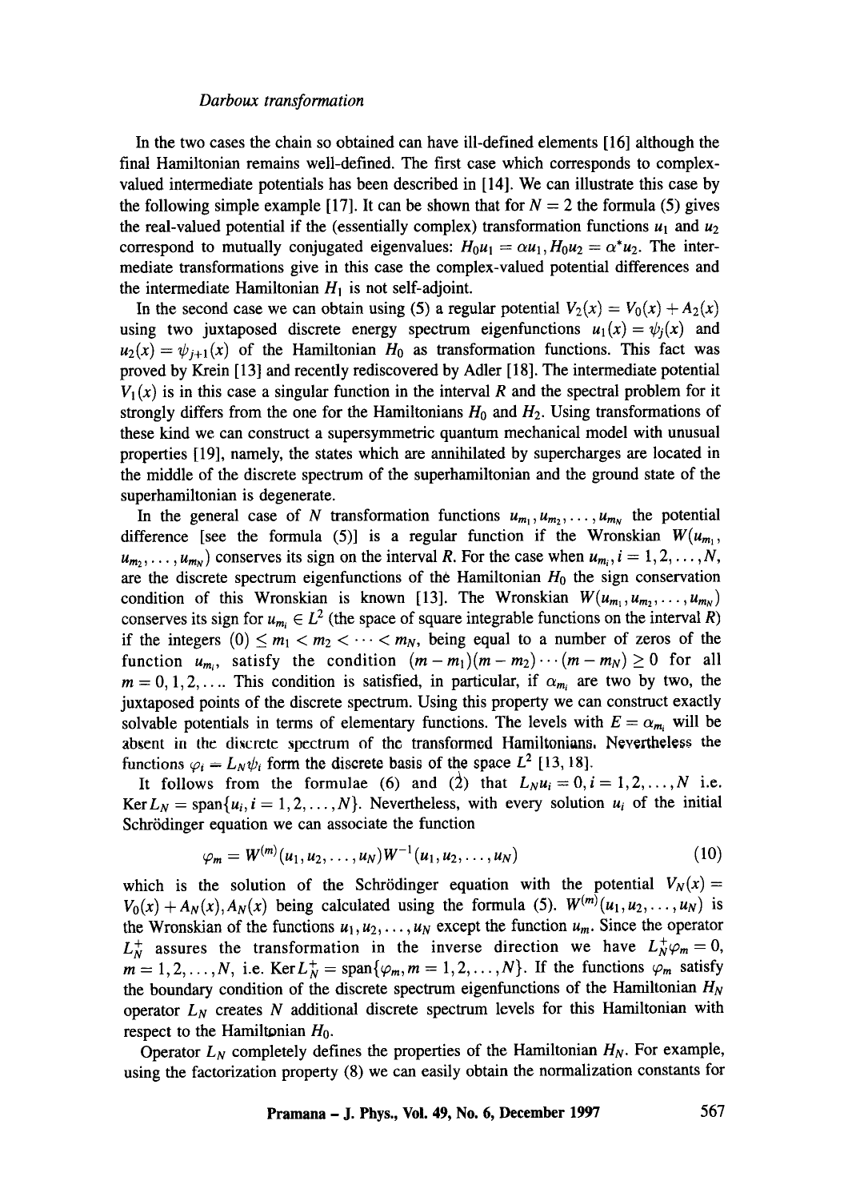In the two cases the chain so obtained can have ill-defined elements [16] although the final Hamiltonian remains well-defined. The first case which corresponds to complex-valued intermediate potentials has been described in [14]. We can illustrate this case by the following simple example [17]. It can be shown that for $N = 2$ the formula (5) gives the real-valued potential if the (essentially complex) transformation functions $u_1$ and $u_2$ correspond to mutually conjugated eigenvalues: $H_0 u_1 = \alpha u_1, H_0 u_2 = \alpha^* u_2$. The intermediate transformations give in this case the complex-valued potential differences and the intermediate Hamiltonian $H_1$ is not self-adjoint.

In the second case we can obtain using (5) a regular potential $V_2(x) = V_0(x) + A_2(x)$ using two juxtaposed discrete energy spectrum eigenfunctions $u_1(x) = \psi_j(x)$ and $u_2(x) = \psi_{j+1}(x)$ of the Hamiltonian $H_0$ as transformation functions. This fact was proved by Krein [13] and recently rediscovered by Adler [18]. The intermediate potential $V_1(x)$ is in this case a singular function in the interval $R$ and the spectral problem for it strongly differs from the one for the Hamiltonians $H_0$ and $H_2$. Using transformations of these kind we can construct a supersymmetric quantum mechanical model with unusual properties [19], namely, the states which are annihilated by supercharges are located in the middle of the discrete spectrum of the superhamiltonian and the ground state of the superhamiltonian is degenerate.

In the general case of $N$ transformation functions $u_{m_1}, u_{m_2}, \ldots, u_{m_N}$ the potential difference [see the formula (5)] is a regular function if the Wronskian $W(u_{m_1}, u_{m_2}, \ldots, u_{m_N})$ conserves its sign on the interval $R$. For the case when $u_{m_i}, i = 1, 2, \ldots, N$, are the discrete spectrum eigenfunctions of the Hamiltonian $H_0$ the sign conservation condition of this Wronskian is known [13]. The Wronskian $W(u_{m_1}, u_{m_2}, \ldots, u_{m_N})$ conserves its sign for $u_{m_i} \in L^2$ (the space of square integrable functions on the interval $R$) if the integers $(0) \leq m_1 < m_2 < \cdots < m_N$, being equal to a number of zeros of the function $u_{m_i}$, satisfy the condition $(m - m_1)(m - m_2) \cdots (m - m_N) \geq 0$ for all $m = 0, 1, 2, \ldots$. This condition is satisfied, in particular, if $\alpha_{m_i}$ are two by two, the juxtaposed points of the discrete spectrum. Using this property we can construct exactly solvable potentials in terms of elementary functions. The levels with $E = \alpha_{m_i}$ will be absent in the discrete spectrum of the transformed Hamiltonians. Nevertheless the functions $\varphi_i = L_N \psi_i$ form the discrete basis of the space $L^2$ [13, 18].

It follows from the formulae (6) and (2) that $L_N u_i = 0, i = 1, 2, \ldots, N$ i.e. $\operatorname{Ker} L_N = \operatorname{span}\{u_i, i = 1, 2, \ldots, N\}$. Nevertheless, with every solution $u_i$ of the initial Schrödinger equation we can associate the function

$$\varphi_m = W^{(m)}(u_1, u_2, \ldots, u_N) W^{-1}(u_1, u_2, \ldots, u_N) \tag{10}$$

which is the solution of the Schrödinger equation with the potential $V_N(x) = V_0(x) + A_N(x), A_N(x)$ being calculated using the formula (5). $W^{(m)}(u_1, u_2, \ldots, u_N)$ is the Wronskian of the functions $u_1, u_2, \ldots, u_N$ except the function $u_m$. Since the operator $L_N^+$ assures the transformation in the inverse direction we have $L_N^+ \varphi_m = 0$, $m = 1, 2, \ldots, N$, i.e. $\operatorname{Ker} L_N^+ = \operatorname{span}\{\varphi_m, m = 1, 2, \ldots, N\}$. If the functions $\varphi_m$ satisfy the boundary condition of the discrete spectrum eigenfunctions of the Hamiltonian $H_N$ operator $L_N$ creates $N$ additional discrete spectrum levels for this Hamiltonian with respect to the Hamiltonian $H_0$.

Operator $L_N$ completely defines the properties of the Hamiltonian $H_N$. For example, using the factorization property (8) we can easily obtain the normalization constants for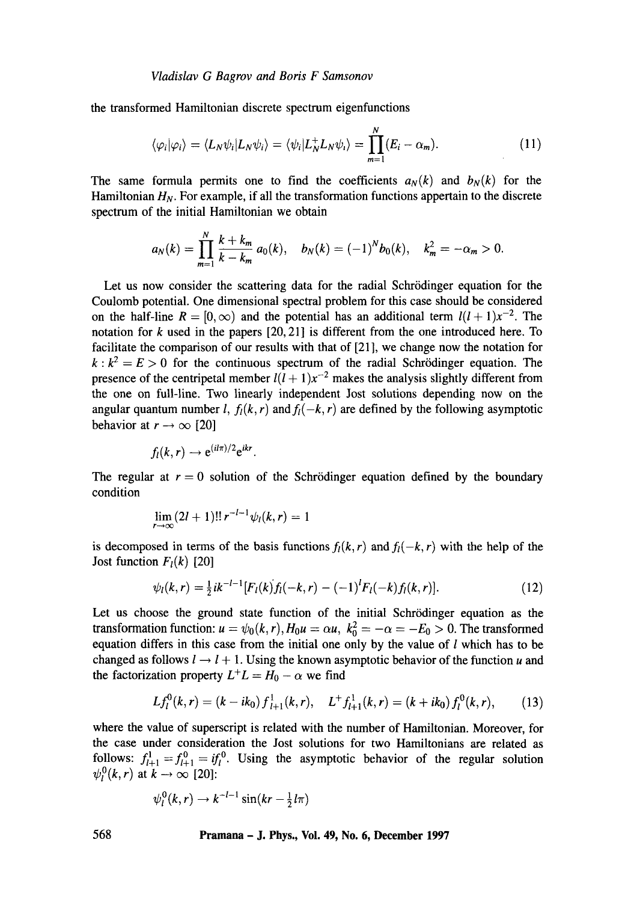the transformed Hamiltonian discrete spectrum eigenfunctions

$$\langle\varphi_i|\varphi_i\rangle = \langle L_N\psi_i|L_N\psi_i\rangle = \langle\psi_i|L_N^+L_N\psi_i\rangle = \prod_{m=1}^{N}(E_i - \alpha_m). \tag{11}$$

The same formula permits one to find the coefficients $a_N(k)$ and $b_N(k)$ for the Hamiltonian $H_N$. For example, if all the transformation functions appertain to the discrete spectrum of the initial Hamiltonian we obtain

$$a_N(k) = \prod_{m=1}^{N}\frac{k+k_m}{k-k_m}\,a_0(k), \quad b_N(k) = (-1)^N b_0(k), \quad k_m^2 = -\alpha_m > 0.$$

Let us now consider the scattering data for the radial Schrödinger equation for the Coulomb potential. One dimensional spectral problem for this case should be considered on the half-line $R = [0, \infty)$ and the potential has an additional term $l(l+1)x^{-2}$. The notation for $k$ used in the papers [20, 21] is different from the one introduced here. To facilitate the comparison of our results with that of [21], we change now the notation for $k : k^2 = E > 0$ for the continuous spectrum of the radial Schrödinger equation. The presence of the centripetal member $l(l+1)x^{-2}$ makes the analysis slightly different from the one on full-line. Two linearly independent Jost solutions depending now on the angular quantum number $l$, $f_l(k,r)$ and $f_l(-k,r)$ are defined by the following asymptotic behavior at $r \to \infty$ [20]

$$f_l(k,r) \to e^{(il\pi)/2}e^{ikr}.$$

The regular at $r = 0$ solution of the Schrödinger equation defined by the boundary condition

$$\lim_{r\to\infty}(2l+1)!!\,r^{-l-1}\psi_l(k,r) = 1$$

is decomposed in terms of the basis functions $f_l(k,r)$ and $f_l(-k,r)$ with the help of the Jost function $F_l(k)$ [20]

$$\psi_l(k,r) = \tfrac{1}{2}ik^{-l-1}[F_l(k)f_l(-k,r) - (-1)^l F_l(-k)f_l(k,r)]. \tag{12}$$

Let us choose the ground state function of the initial Schrödinger equation as the transformation function: $u = \psi_0(k,r), H_0u = \alpha u$, $k_0^2 = -\alpha = -E_0 > 0$. The transformed equation differs in this case from the initial one only by the value of $l$ which has to be changed as follows $l \to l+1$. Using the known asymptotic behavior of the function $u$ and the factorization property $L^+L = H_0 - \alpha$ we find

$$Lf_l^0(k,r) = (k - ik_0)f_{l+1}^1(k,r), \quad L^+f_{l+1}^1(k,r) = (k+ik_0)f_l^0(k,r), \tag{13}$$

where the value of superscript is related with the number of Hamiltonian. Moreover, for the case under consideration the Jost solutions for two Hamiltonians are related as follows: $f_{l+1}^1 = f_{l+1}^0 = if_l^0$. Using the asymptotic behavior of the regular solution $\psi_l^0(k,r)$ at $k \to \infty$ [20]:

$$\psi_l^0(k,r) \to k^{-l-1}\sin(kr - \tfrac{1}{2}l\pi)$$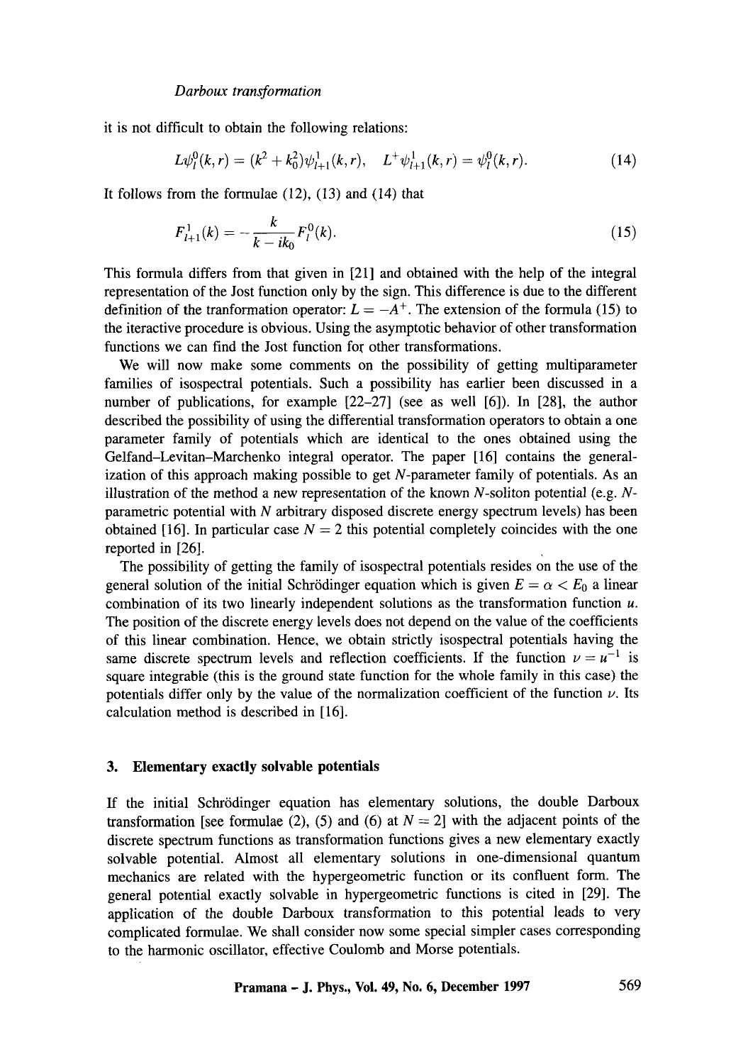it is not difficult to obtain the following relations:

$$L\psi_l^0(k,r) = (k^2 + k_0^2)\psi_{l+1}^1(k,r), \quad L^+\psi_{l+1}^1(k,r) = \psi_l^0(k,r). \tag{14}$$

It follows from the formulae (12), (13) and (14) that

$$F_{l+1}^1(k) = -\frac{k}{k - ik_0}F_l^0(k). \tag{15}$$

This formula differs from that given in [21] and obtained with the help of the integral representation of the Jost function only by the sign. This difference is due to the different definition of the tranformation operator: $L = -A^+$. The extension of the formula (15) to the iteractive procedure is obvious. Using the asymptotic behavior of other transformation functions we can find the Jost function for other transformations.

We will now make some comments on the possibility of getting multiparameter families of isospectral potentials. Such a possibility has earlier been discussed in a number of publications, for example [22–27] (see as well [6]). In [28], the author described the possibility of using the differential transformation operators to obtain a one parameter family of potentials which are identical to the ones obtained using the Gelfand–Levitan–Marchenko integral operator. The paper [16] contains the generalization of this approach making possible to get $N$-parameter family of potentials. As an illustration of the method a new representation of the known $N$-soliton potential (e.g. $N$-parametric potential with $N$ arbitrary disposed discrete energy spectrum levels) has been obtained [16]. In particular case $N = 2$ this potential completely coincides with the one reported in [26].

The possibility of getting the family of isospectral potentials resides on the use of the general solution of the initial Schrödinger equation which is given $E = \alpha < E_0$ a linear combination of its two linearly independent solutions as the transformation function $u$. The position of the discrete energy levels does not depend on the value of the coefficients of this linear combination. Hence, we obtain strictly isospectral potentials having the same discrete spectrum levels and reflection coefficients. If the function $\nu = u^{-1}$ is square integrable (this is the ground state function for the whole family in this case) the potentials differ only by the value of the normalization coefficient of the function $\nu$. Its calculation method is described in [16].

## 3. Elementary exactly solvable potentials

If the initial Schrödinger equation has elementary solutions, the double Darboux transformation [see formulae (2), (5) and (6) at $N = 2$] with the adjacent points of the discrete spectrum functions as transformation functions gives a new elementary exactly solvable potential. Almost all elementary solutions in one-dimensional quantum mechanics are related with the hypergeometric function or its confluent form. The general potential exactly solvable in hypergeometric functions is cited in [29]. The application of the double Darboux transformation to this potential leads to very complicated formulae. We shall consider now some special simpler cases corresponding to the harmonic oscillator, effective Coulomb and Morse potentials.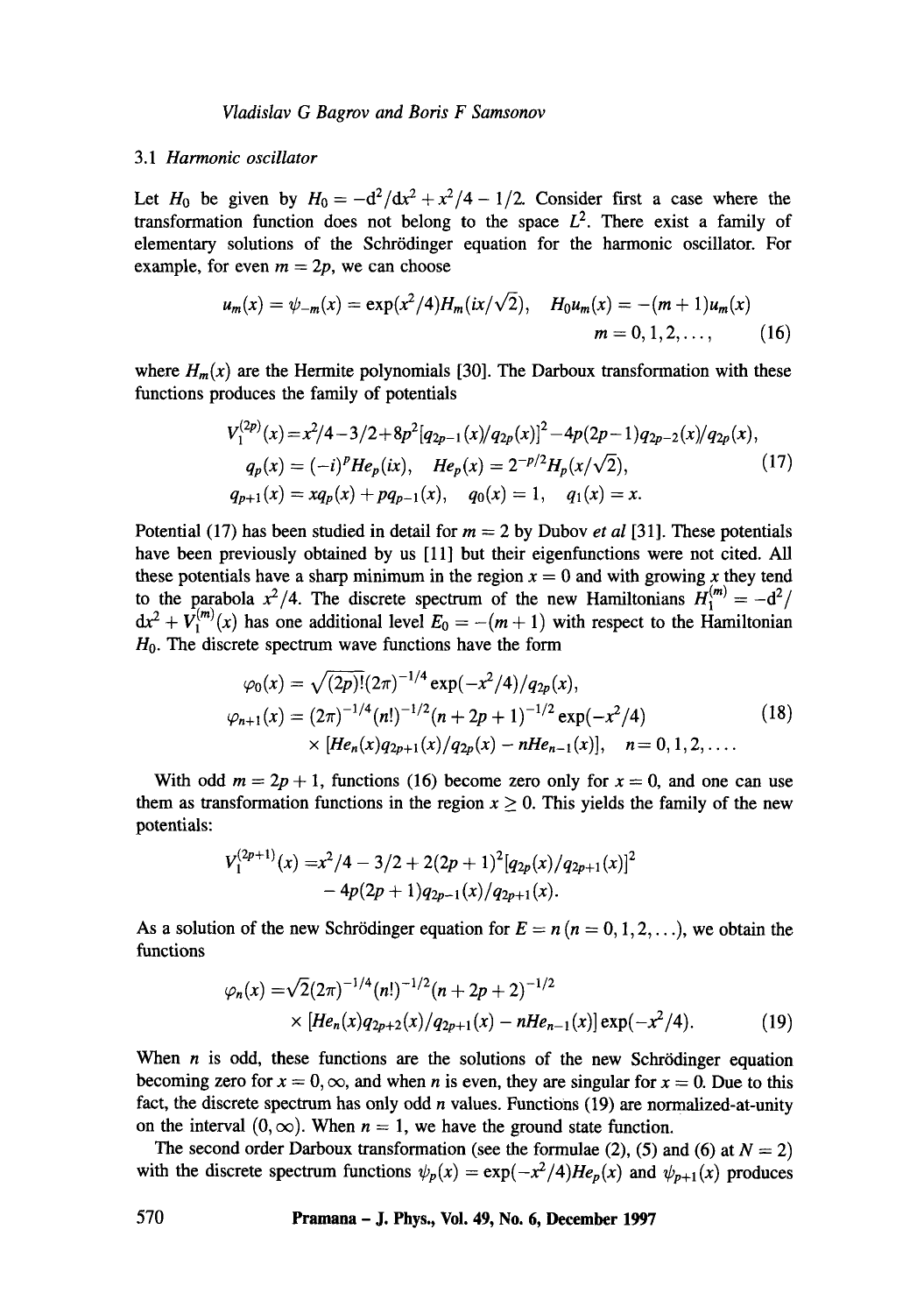### 3.1 *Harmonic oscillator*

Let $H_0$ be given by $H_0 = -\mathrm{d}^2/\mathrm{d}x^2 + x^2/4 - 1/2$. Consider first a case where the transformation function does not belong to the space $L^2$. There exist a family of elementary solutions of the Schrödinger equation for the harmonic oscillator. For example, for even $m = 2p$, we can choose

$$u_m(x) = \psi_{-m}(x) = \exp(x^2/4)H_m(ix/\sqrt{2}), \quad H_0 u_m(x) = -(m+1)u_m(x) \qquad m = 0, 1, 2, \ldots, \tag{16}$$

where $H_m(x)$ are the Hermite polynomials [30]. The Darboux transformation with these functions produces the family of potentials

$$\begin{aligned} V_1^{(2p)}(x) &= x^2/4 - 3/2 + 8p^2[q_{2p-1}(x)/q_{2p}(x)]^2 - 4p(2p-1)q_{2p-2}(x)/q_{2p}(x), \\ q_p(x) &= (-i)^p He_p(ix), \quad He_p(x) = 2^{-p/2}H_p(x/\sqrt{2}), \\ q_{p+1}(x) &= xq_p(x) + pq_{p-1}(x), \quad q_0(x) = 1, \quad q_1(x) = x. \end{aligned} \tag{17}$$

Potential (17) has been studied in detail for $m = 2$ by Dubov *et al* [31]. These potentials have been previously obtained by us [11] but their eigenfunctions were not cited. All these potentials have a sharp minimum in the region $x = 0$ and with growing $x$ they tend to the parabola $x^2/4$. The discrete spectrum of the new Hamiltonians $H_1^{(m)} = -\mathrm{d}^2/\mathrm{d}x^2 + V_1^{(m)}(x)$ has one additional level $E_0 = -(m+1)$ with respect to the Hamiltonian $H_0$. The discrete spectrum wave functions have the form

$$\begin{aligned} \varphi_0(x) &= \sqrt{(2p)!}(2\pi)^{-1/4}\exp(-x^2/4)/q_{2p}(x), \\ \varphi_{n+1}(x) &= (2\pi)^{-1/4}(n!)^{-1/2}(n+2p+1)^{-1/2}\exp(-x^2/4) \\ &\quad \times [He_n(x)q_{2p+1}(x)/q_{2p}(x) - nHe_{n-1}(x)], \quad n = 0, 1, 2, \ldots. \end{aligned} \tag{18}$$

With odd $m = 2p+1$, functions (16) become zero only for $x = 0$, and one can use them as transformation functions in the region $x \geq 0$. This yields the family of the new potentials:

$$\begin{aligned} V_1^{(2p+1)}(x) &= x^2/4 - 3/2 + 2(2p+1)^2[q_{2p}(x)/q_{2p+1}(x)]^2 \\ &\quad - 4p(2p+1)q_{2p-1}(x)/q_{2p+1}(x). \end{aligned}$$

As a solution of the new Schrödinger equation for $E = n$ $(n = 0, 1, 2, \ldots)$, we obtain the functions

$$\begin{aligned} \varphi_n(x) &= \sqrt{2}(2\pi)^{-1/4}(n!)^{-1/2}(n+2p+2)^{-1/2} \\ &\quad \times [He_n(x)q_{2p+2}(x)/q_{2p+1}(x) - nHe_{n-1}(x)]\exp(-x^2/4). \end{aligned} \tag{19}$$

When $n$ is odd, these functions are the solutions of the new Schrödinger equation becoming zero for $x = 0, \infty$, and when $n$ is even, they are singular for $x = 0$. Due to this fact, the discrete spectrum has only odd $n$ values. Functions (19) are normalized-at-unity on the interval $(0, \infty)$. When $n = 1$, we have the ground state function.

The second order Darboux transformation (see the formulae (2), (5) and (6) at $N = 2$) with the discrete spectrum functions $\psi_p(x) = \exp(-x^2/4)He_p(x)$ and $\psi_{p+1}(x)$ produces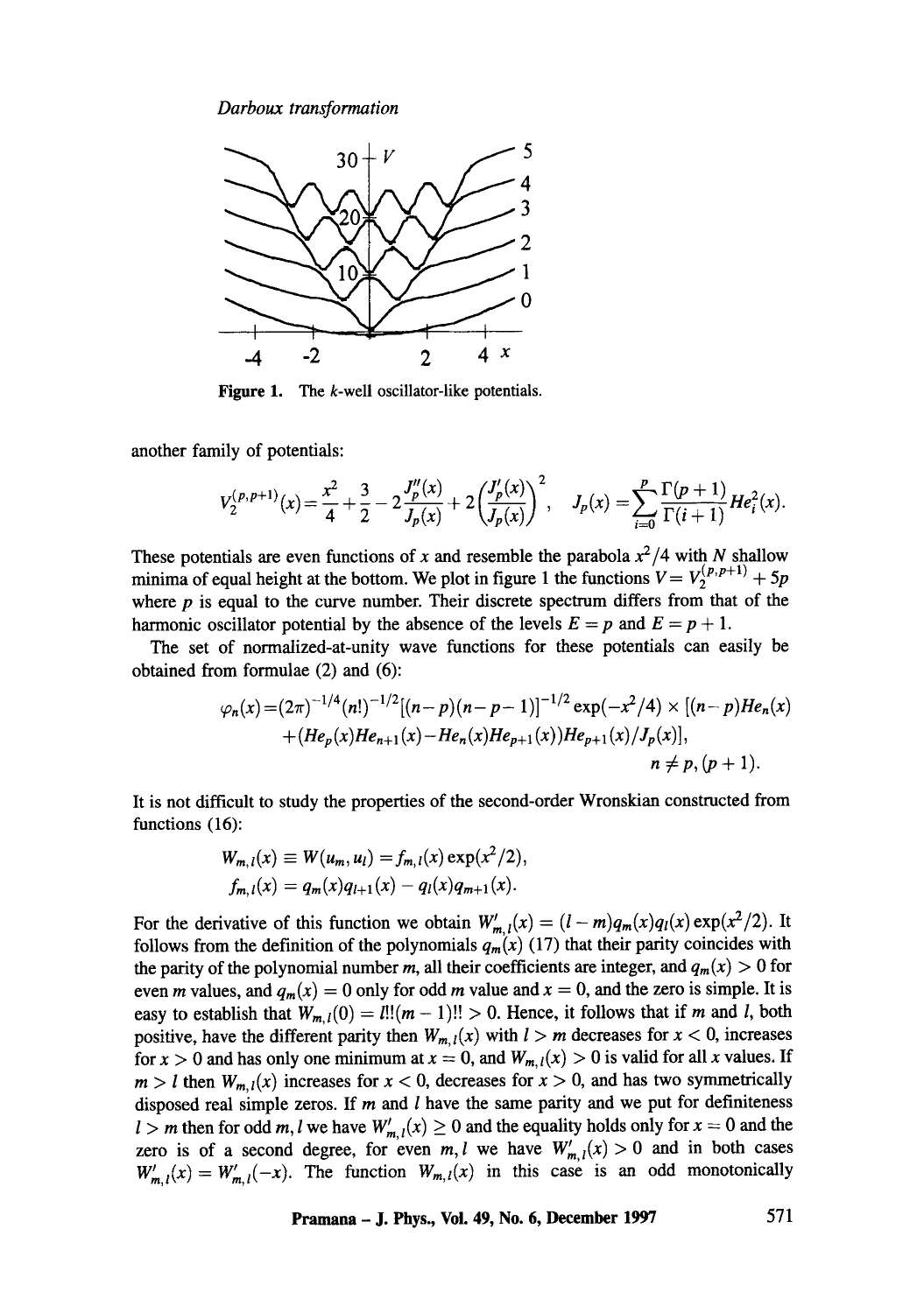**Figure 1.** The $k$-well oscillator-like potentials.

another family of potentials:

$$V_2^{(p,p+1)}(x) = \frac{x^2}{4} + \frac{3}{2} - 2\frac{J_p''(x)}{J_p(x)} + 2\left(\frac{J_p'(x)}{J_p(x)}\right)^2, \quad J_p(x) = \sum_{i=0}^{p} \frac{\Gamma(p+1)}{\Gamma(i+1)} He_i^2(x).$$

These potentials are even functions of $x$ and resemble the parabola $x^2/4$ with $N$ shallow minima of equal height at the bottom. We plot in figure 1 the functions $V = V_2^{(p,p+1)} + 5p$ where $p$ is equal to the curve number. Their discrete spectrum differs from that of the harmonic oscillator potential by the absence of the levels $E = p$ and $E = p + 1$.

The set of normalized-at-unity wave functions for these potentials can easily be obtained from formulae (2) and (6):

$$\varphi_n(x) = (2\pi)^{-1/4}(n!)^{-1/2}[(n-p)(n-p-1)]^{-1/2}\exp(-x^2/4) \times [(n-p)He_n(x) + (He_p(x)He_{n+1}(x) - He_n(x)He_{p+1}(x))He_{p+1}(x)/J_p(x)],$$
$$n \neq p, (p+1).$$

It is not difficult to study the properties of the second-order Wronskian constructed from functions (16):

$$W_{m,l}(x) \equiv W(u_m, u_l) = f_{m,l}(x)\exp(x^2/2),$$
$$f_{m,l}(x) = q_m(x)q_{l+1}(x) - q_l(x)q_{m+1}(x).$$

For the derivative of this function we obtain $W'_{m,l}(x) = (l-m)q_m(x)q_l(x)\exp(x^2/2)$. It follows from the definition of the polynomials $q_m(x)$ (17) that their parity coincides with the parity of the polynomial number $m$, all their coefficients are integer, and $q_m(x) > 0$ for even $m$ values, and $q_m(x) = 0$ only for odd $m$ value and $x = 0$, and the zero is simple. It is easy to establish that $W_{m,l}(0) = l!!(m-1)!! > 0$. Hence, it follows that if $m$ and $l$, both positive, have the different parity then $W_{m,l}(x)$ with $l > m$ decreases for $x < 0$, increases for $x > 0$ and has only one minimum at $x = 0$, and $W_{m,l}(x) > 0$ is valid for all $x$ values. If $m > l$ then $W_{m,l}(x)$ increases for $x < 0$, decreases for $x > 0$, and has two symmetrically disposed real simple zeros. If $m$ and $l$ have the same parity and we put for definiteness $l > m$ then for odd $m, l$ we have $W'_{m,l}(x) \geq 0$ and the equality holds only for $x = 0$ and the zero is of a second degree, for even $m, l$ we have $W'_{m,l}(x) > 0$ and in both cases $W'_{m,l}(x) = W'_{m,l}(-x)$. The function $W_{m,l}(x)$ in this case is an odd monotonically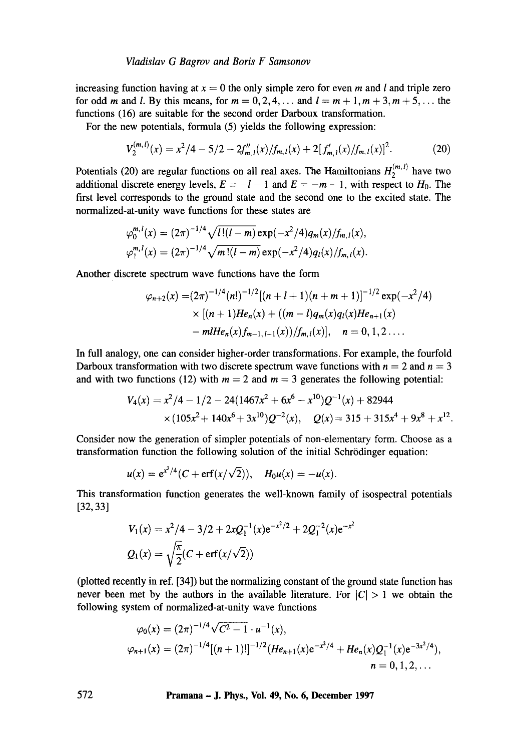increasing function having at $x = 0$ the only simple zero for even $m$ and $l$ and triple zero for odd $m$ and $l$. By this means, for $m = 0, 2, 4, \ldots$ and $l = m+1, m+3, m+5, \ldots$ the functions (16) are suitable for the second order Darboux transformation.

For the new potentials, formula (5) yields the following expression:

$$V_2^{(m,l)}(x) = x^2/4 - 5/2 - 2f''_{m,l}(x)/f_{m,l}(x) + 2[f'_{m,l}(x)/f_{m,l}(x)]^2. \tag{20}$$

Potentials (20) are regular functions on all real axes. The Hamiltonians $H_2^{(m,l)}$ have two additional discrete energy levels, $E = -l - 1$ and $E = -m - 1$, with respect to $H_0$. The first level corresponds to the ground state and the second one to the excited state. The normalized-at-unity wave functions for these states are

$$\varphi_0^{m,l}(x) = (2\pi)^{-1/4}\sqrt{l!(l-m)}\exp(-x^2/4)q_m(x)/f_{m,l}(x),$$

$$\varphi_1^{m,l}(x) = (2\pi)^{-1/4}\sqrt{m!(l-m)}\exp(-x^2/4)q_l(x)/f_{m,l}(x).$$

Another discrete spectrum wave functions have the form

$$\begin{aligned}\varphi_{n+2}(x) =& (2\pi)^{-1/4}(n!)^{-1/2}[(n+l+1)(n+m+1)]^{-1/2}\exp(-x^2/4)\\ &\times[(n+1)He_n(x) + ((m-l)q_m(x)q_l(x)He_{n+1}(x)\\ &- mlHe_n(x)f_{m-1,l-1}(x))/f_{m,l}(x)], \quad n = 0, 1, 2 \ldots.\end{aligned}$$

In full analogy, one can consider higher-order transformations. For example, the fourfold Darboux transformation with two discrete spectrum wave functions with $n = 2$ and $n = 3$ and with two functions (12) with $m = 2$ and $m = 3$ generates the following potential:

$$\begin{aligned}V_4(x) =& x^2/4 - 1/2 - 24(1467x^2 + 6x^6 - x^{10})Q^{-1}(x) + 82944\\ &\times(105x^2 + 140x^6 + 3x^{10})Q^{-2}(x), \quad Q(x) = 315 + 315x^4 + 9x^8 + x^{12}.\end{aligned}$$

Consider now the generation of simpler potentials of non-elementary form. Choose as a transformation function the following solution of the initial Schrödinger equation:

$$u(x) = e^{x^2/4}(C + \text{erf}(x/\sqrt{2})), \quad H_0u(x) = -u(x).$$

This transformation function generates the well-known family of isospectral potentials [32,33]

$$V_1(x) = x^2/4 - 3/2 + 2xQ_1^{-1}(x)e^{-x^2/2} + 2Q_1^{-2}(x)e^{-x^2}$$

$$Q_1(x) = \sqrt{\frac{\pi}{2}}(C + \text{erf}(x/\sqrt{2}))$$

(plotted recently in ref. [34]) but the normalizing constant of the ground state function has never been met by the authors in the available literature. For $|C| > 1$ we obtain the following system of normalized-at-unity wave functions

$$\varphi_0(x) = (2\pi)^{-1/4}\sqrt{C^2 - 1}\cdot u^{-1}(x),$$

$$\varphi_{n+1}(x) = (2\pi)^{-1/4}[(n+1)!]^{-1/2}(He_{n+1}(x)e^{-x^2/4} + He_n(x)Q_1^{-1}(x)e^{-3x^2/4}),$$

$$n = 0, 1, 2, \ldots$$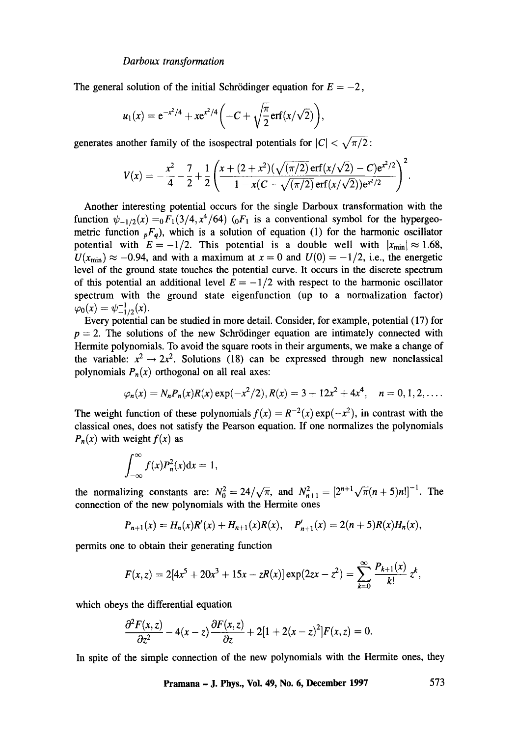The general solution of the initial Schrödinger equation for $E = -2$,

$$u_1(x) = \mathrm{e}^{-x^2/4} + x\mathrm{e}^{x^2/4}\left(-C + \sqrt{\frac{\pi}{2}}\mathrm{erf}(x/\sqrt{2})\right),$$

generates another family of the isospectral potentials for $|C| < \sqrt{\pi/2}$:

$$V(x) = -\frac{x^2}{4} - \frac{7}{2} + \frac{1}{2}\left(\frac{x + (2 + x^2)(\sqrt{(\pi/2)}\,\mathrm{erf}(x/\sqrt{2}) - C)\mathrm{e}^{x^2/2}}{1 - x(C - \sqrt{(\pi/2)}\,\mathrm{erf}(x/\sqrt{2}))\mathrm{e}^{x^2/2}}\right)^2.$$

Another interesting potential occurs for the single Darboux transformation with the function $\psi_{-1/2}(x) = {}_0F_1(3/4, x^4/64)$ (${}_0F_1$ is a conventional symbol for the hypergeometric function ${}_pF_q$), which is a solution of equation (1) for the harmonic oscillator potential with $E = -1/2$. This potential is a double well with $|x_{\min}| \approx 1.68$, $U(x_{\min}) \approx -0.94$, and with a maximum at $x = 0$ and $U(0) = -1/2$, i.e., the energetic level of the ground state touches the potential curve. It occurs in the discrete spectrum of this potential an additional level $E = -1/2$ with respect to the harmonic oscillator spectrum with the ground state eigenfunction (up to a normalization factor) $\varphi_0(x) = \psi_{-1/2}^{-1}(x)$.

Every potential can be studied in more detail. Consider, for example, potential (17) for $p = 2$. The solutions of the new Schrödinger equation are intimately connected with Hermite polynomials. To avoid the square roots in their arguments, we make a change of the variable: $x^2 \to 2x^2$. Solutions (18) can be expressed through new nonclassical polynomials $P_n(x)$ orthogonal on all real axes:

$$\varphi_n(x) = N_n P_n(x) R(x) \exp(-x^2/2), R(x) = 3 + 12x^2 + 4x^4, \quad n = 0, 1, 2, \ldots.$$

The weight function of these polynomials $f(x) = R^{-2}(x)\exp(-x^2)$, in contrast with the classical ones, does not satisfy the Pearson equation. If one normalizes the polynomials $P_n(x)$ with weight $f(x)$ as

$$\int_{-\infty}^{\infty} f(x) P_n^2(x)\mathrm{d}x = 1,$$

the normalizing constants are: $N_0^2 = 24/\sqrt{\pi}$, and $N_{n+1}^2 = [2^{n+1}\sqrt{\pi}(n+5)n!]^{-1}$. The connection of the new polynomials with the Hermite ones

$$P_{n+1}(x) = H_n(x)R'(x) + H_{n+1}(x)R(x), \quad P'_{n+1}(x) = 2(n+5)R(x)H_n(x),$$

permits one to obtain their generating function

$$F(x,z) = 2[4x^5 + 20x^3 + 15x - zR(x)]\exp(2zx - z^2) = \sum_{k=0}^{\infty} \frac{P_{k+1}(x)}{k!} z^k,$$

which obeys the differential equation

$$\frac{\partial^2 F(x,z)}{\partial z^2} - 4(x - z)\frac{\partial F(x,z)}{\partial z} + 2[1 + 2(x - z)^2]F(x,z) = 0.$$

In spite of the simple connection of the new polynomials with the Hermite ones, they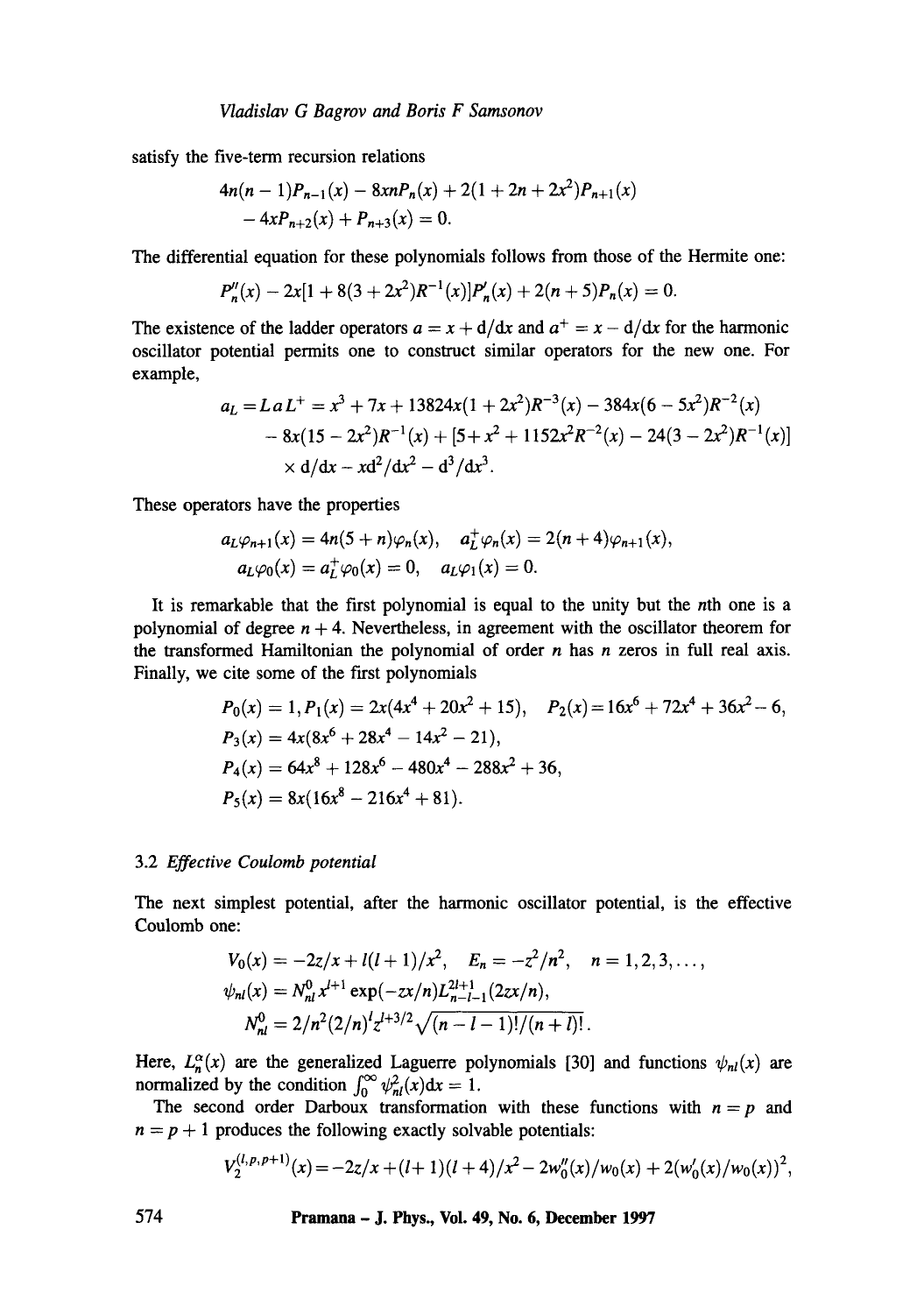satisfy the five-term recursion relations

$$4n(n-1)P_{n-1}(x) - 8xnP_n(x) + 2(1+2n+2x^2)P_{n+1}(x) - 4xP_{n+2}(x) + P_{n+3}(x) = 0.$$

The differential equation for these polynomials follows from those of the Hermite one:

$$P_n''(x) - 2x[1 + 8(3+2x^2)R^{-1}(x)]P_n'(x) + 2(n+5)P_n(x) = 0.$$

The existence of the ladder operators $a = x + \mathrm{d}/\mathrm{d}x$ and $a^+ = x - \mathrm{d}/\mathrm{d}x$ for the harmonic oscillator potential permits one to construct similar operators for the new one. For example,

$$\begin{aligned} a_L = L\,a\,L^+ &= x^3 + 7x + 13824x(1+2x^2)R^{-3}(x) - 384x(6-5x^2)R^{-2}(x) \\ &\quad - 8x(15-2x^2)R^{-1}(x) + [5+x^2 + 1152x^2R^{-2}(x) - 24(3-2x^2)R^{-1}(x)] \\ &\quad \times \mathrm{d}/\mathrm{d}x - x\mathrm{d}^2/\mathrm{d}x^2 - \mathrm{d}^3/\mathrm{d}x^3. \end{aligned}$$

These operators have the properties

$$\begin{aligned} &a_L\varphi_{n+1}(x) = 4n(5+n)\varphi_n(x), \quad a_L^+\varphi_n(x) = 2(n+4)\varphi_{n+1}(x), \\ &a_L\varphi_0(x) = a_L^+\varphi_0(x) = 0, \quad a_L\varphi_1(x) = 0. \end{aligned}$$

It is remarkable that the first polynomial is equal to the unity but the $n$th one is a polynomial of degree $n+4$. Nevertheless, in agreement with the oscillator theorem for the transformed Hamiltonian the polynomial of order $n$ has $n$ zeros in full real axis. Finally, we cite some of the first polynomials

$$\begin{aligned} &P_0(x) = 1, P_1(x) = 2x(4x^4 + 20x^2 + 15), \quad P_2(x) = 16x^6 + 72x^4 + 36x^2 - 6, \\ &P_3(x) = 4x(8x^6 + 28x^4 - 14x^2 - 21), \\ &P_4(x) = 64x^8 + 128x^6 - 480x^4 - 288x^2 + 36, \\ &P_5(x) = 8x(16x^8 - 216x^4 + 81). \end{aligned}$$

### 3.2 *Effective Coulomb potential*

The next simplest potential, after the harmonic oscillator potential, is the effective Coulomb one:

$$\begin{aligned} &V_0(x) = -2z/x + l(l+1)/x^2, \quad E_n = -z^2/n^2, \quad n = 1,2,3,\ldots, \\ &\psi_{nl}(x) = N_{nl}^0 x^{l+1}\exp(-zx/n)L_{n-l-1}^{2l+1}(2zx/n), \\ &N_{nl}^0 = 2/n^2(2/n)^l z^{l+3/2}\sqrt{(n-l-1)!/(n+l)!}. \end{aligned}$$

Here, $L_n^\alpha(x)$ are the generalized Laguerre polynomials [30] and functions $\psi_{nl}(x)$ are normalized by the condition $\int_0^\infty \psi_{nl}^2(x)\mathrm{d}x = 1$.

The second order Darboux transformation with these functions with $n = p$ and $n = p+1$ produces the following exactly solvable potentials:

$$V_2^{(l,p,p+1)}(x) = -2z/x + (l+1)(l+4)/x^2 - 2w_0''(x)/w_0(x) + 2(w_0'(x)/w_0(x))^2,$$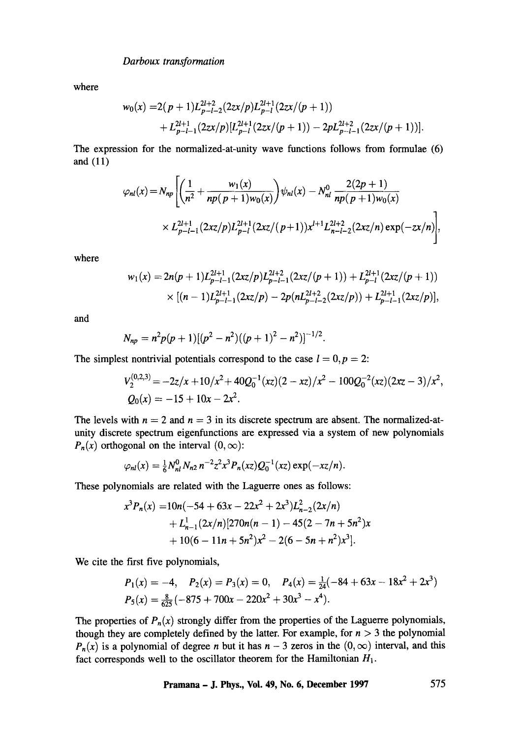where

$$
\begin{aligned}
w_0(x) =& 2(p+1)L_{p-l-2}^{2l+2}(2zx/p)L_{p-l}^{2l+1}(2zx/(p+1)) \\
&+ L_{p-l-1}^{2l+1}(2zx/p)[L_{p-l}^{2l+1}(2zx/(p+1)) - 2pL_{p-l-1}^{2l+2}(2zx/(p+1))].
\end{aligned}
$$

The expression for the normalized-at-unity wave functions follows from formulae (6) and (11)

$$
\begin{aligned}
\varphi_{nl}(x) = N_{np} \Bigg[ & \left( \frac{1}{n^2} + \frac{w_1(x)}{np(p+1)w_0(x)} \right) \psi_{nl}(x) - N_{nl}^0 \frac{2(2p+1)}{np(p+1)w_0(x)} \\
& \times L_{p-l-1}^{2l+1}(2xz/p)L_{p-l}^{2l+1}(2xz/(p+1))x^{l+1}L_{n-l-2}^{2l+2}(2xz/n)\exp(-zx/n) \Bigg],
\end{aligned}
$$

where

$$
\begin{aligned}
w_1(x) =& 2n(p+1)L_{p-l-1}^{2l+1}(2xz/p)L_{p-l-1}^{2l+2}(2xz/(p+1)) + L_{p-l}^{2l+1}(2xz/(p+1)) \\
& \times [(n-1)L_{p-l-1}^{2l+1}(2xz/p) - 2p(nL_{p-l-2}^{2l+2}(2xz/p)) + L_{p-l-1}^{2l+1}(2xz/p)],
\end{aligned}
$$

and

$$
N_{np} = n^2 p(p+1)[(p^2 - n^2)((p+1)^2 - n^2)]^{-1/2}.
$$

The simplest nontrivial potentials correspond to the case $l = 0, p = 2$:

$$
\begin{aligned}
V_2^{(0,2,3)} &= -2z/x + 10/x^2 + 40Q_0^{-1}(xz)(2 - xz)/x^2 - 100Q_0^{-2}(xz)(2xz - 3)/x^2, \\
Q_0(x) &= -15 + 10x - 2x^2.
\end{aligned}
$$

The levels with $n = 2$ and $n = 3$ in its discrete spectrum are absent. The normalized-at-unity discrete spectrum eigenfunctions are expressed via a system of new polynomials $P_n(x)$ orthogonal on the interval $(0, \infty)$:

$$
\varphi_{nl}(x) = \tfrac{1}{6} N_{nl}^0 N_{n2} n^{-2} z^2 x^3 P_n(xz) Q_0^{-1}(xz)\exp(-xz/n).
$$

These polynomials are related with the Laguerre ones as follows:

$$
\begin{aligned}
x^3 P_n(x) =& 10n(-54 + 63x - 22x^2 + 2x^3)L_{n-2}^2(2x/n) \\
&+ L_{n-1}^1(2x/n)[270n(n-1) - 45(2 - 7n + 5n^2)x \\
&+ 10(6 - 11n + 5n^2)x^2 - 2(6 - 5n + n^2)x^3].
\end{aligned}
$$

We cite the first five polynomials,

$$
\begin{aligned}
&P_1(x) = -4, \quad P_2(x) = P_3(x) = 0, \quad P_4(x) = \tfrac{1}{24}(-84 + 63x - 18x^2 + 2x^3) \\
&P_5(x) = \tfrac{8}{625}(-875 + 700x - 220x^2 + 30x^3 - x^4).
\end{aligned}
$$

The properties of $P_n(x)$ strongly differ from the properties of the Laguerre polynomials, though they are completely defined by the latter. For example, for $n > 3$ the polynomial $P_n(x)$ is a polynomial of degree $n$ but it has $n - 3$ zeros in the $(0, \infty)$ interval, and this fact corresponds well to the oscillator theorem for the Hamiltonian $H_1$.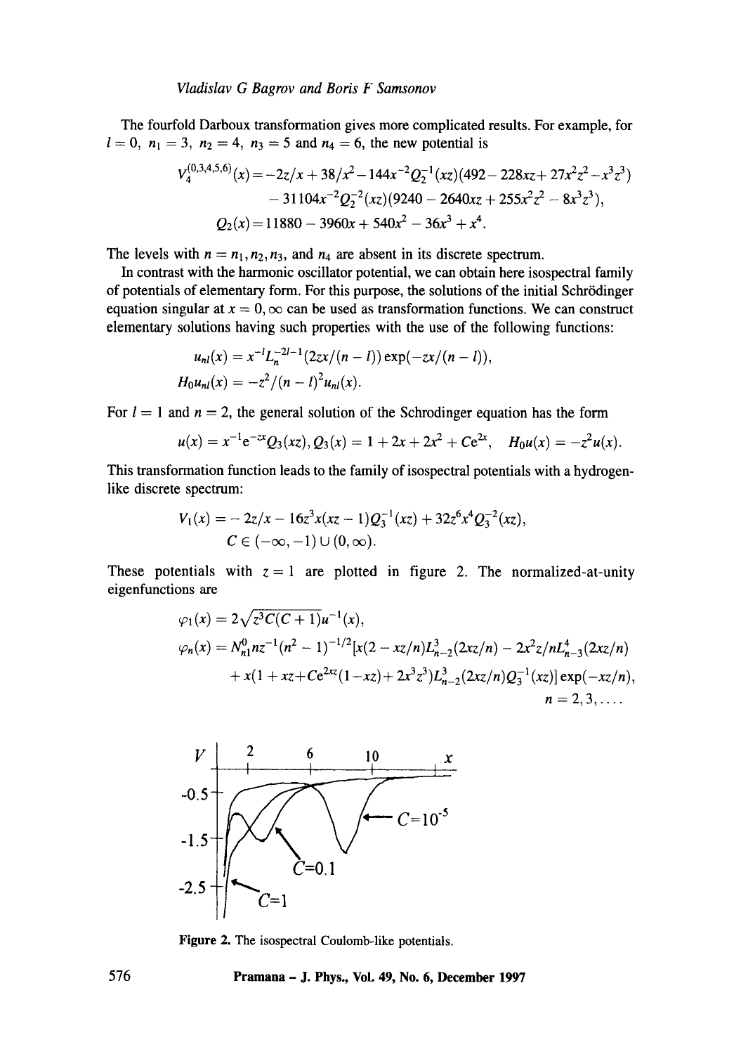The fourfold Darboux transformation gives more complicated results. For example, for $l = 0$, $n_1 = 3$, $n_2 = 4$, $n_3 = 5$ and $n_4 = 6$, the new potential is

$$V_4^{(0,3,4,5,6)}(x) = -2z/x + 38/x^2 - 144x^{-2}Q_2^{-1}(xz)(492 - 228xz + 27x^2z^2 - x^3z^3)$$
$$- 31104x^{-2}Q_2^{-2}(xz)(9240 - 2640xz + 255x^2z^2 - 8x^3z^3),$$
$$Q_2(x) = 11880 - 3960x + 540x^2 - 36x^3 + x^4.$$

The levels with $n = n_1, n_2, n_3$, and $n_4$ are absent in its discrete spectrum.

In contrast with the harmonic oscillator potential, we can obtain here isospectral family of potentials of elementary form. For this purpose, the solutions of the initial Schrödinger equation singular at $x = 0, \infty$ can be used as transformation functions. We can construct elementary solutions having such properties with the use of the following functions:

$$u_{nl}(x) = x^{-l}L_n^{-2l-1}(2zx/(n-l))\exp(-zx/(n-l)),$$
$$H_0 u_{nl}(x) = -z^2/(n-l)^2 u_{nl}(x).$$

For $l = 1$ and $n = 2$, the general solution of the Schrodinger equation has the form

$$u(x) = x^{-1}e^{-zx}Q_3(xz), Q_3(x) = 1 + 2x + 2x^2 + Ce^{2x}, \quad H_0 u(x) = -z^2 u(x).$$

This transformation function leads to the family of isospectral potentials with a hydrogen-like discrete spectrum:

$$V_1(x) = -2z/x - 16z^3x(xz-1)Q_3^{-1}(xz) + 32z^6x^4Q_3^{-2}(xz),$$
$$C \in (-\infty, -1) \cup (0, \infty).$$

These potentials with $z = 1$ are plotted in figure 2. The normalized-at-unity eigenfunctions are

$$\varphi_1(x) = 2\sqrt{z^3C(C+1)}u^{-1}(x),$$
$$\varphi_n(x) = N_{n1}^0 nz^{-1}(n^2-1)^{-1/2}[x(2 - xz/n)L_{n-2}^3(2xz/n) - 2x^2z/nL_{n-3}^4(2xz/n)$$
$$+ x(1 + xz + Ce^{2xz}(1 - xz) + 2x^3z^3)L_{n-2}^3(2xz/n)Q_3^{-1}(xz)]\exp(-xz/n),$$
$$n = 2, 3, \ldots.$$

Figure 2. The isospectral Coulomb-like potentials.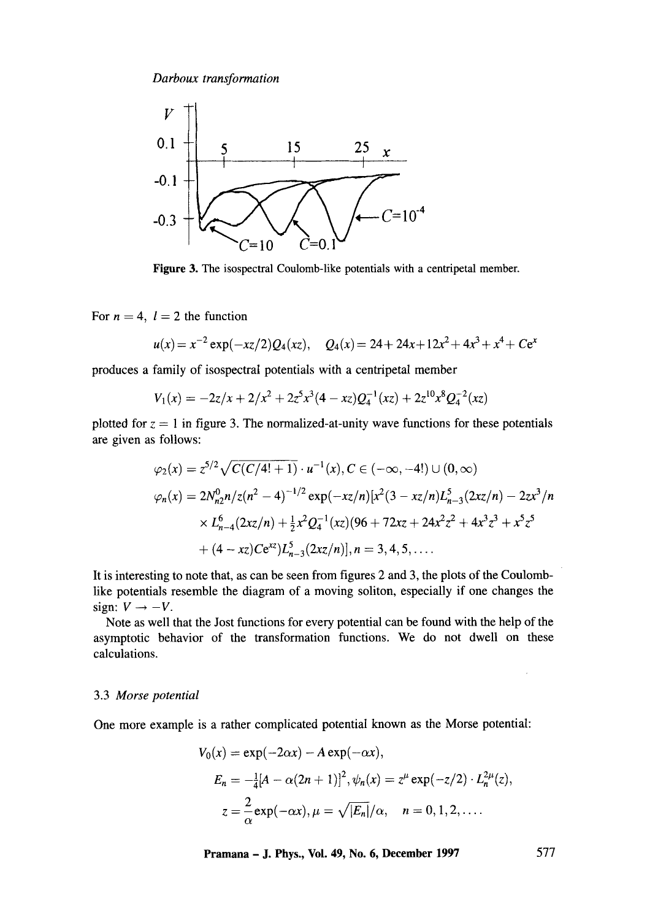**Figure 3.** The isospectral Coulomb-like potentials with a centripetal member.

For $n = 4,\ l = 2$ the function

$$u(x) = x^{-2}\exp(-xz/2)Q_4(xz), \quad Q_4(x) = 24 + 24x + 12x^2 + 4x^3 + x^4 + Ce^x$$

produces a family of isospectral potentials with a centripetal member

$$V_1(x) = -2z/x + 2/x^2 + 2z^5x^3(4 - xz)Q_4^{-1}(xz) + 2z^{10}x^8Q_4^{-2}(xz)$$

plotted for $z = 1$ in figure 3. The normalized-at-unity wave functions for these potentials are given as follows:

$$\varphi_2(x) = z^{5/2}\sqrt{C(C/4! + 1)} \cdot u^{-1}(x), C \in (-\infty, -4!) \cup (0, \infty)$$

$$\varphi_n(x) = 2N_{n2}^0 n/z(n^2 - 4)^{-1/2}\exp(-xz/n)[x^2(3 - xz/n)L_{n-3}^5(2xz/n) - 2zx^3/n$$
$$\times L_{n-4}^6(2xz/n) + \tfrac{1}{2}x^2Q_4^{-1}(xz)(96 + 72xz + 24x^2z^2 + 4x^3z^3 + x^5z^5$$
$$+ (4 - xz)Ce^{xz})L_{n-3}^5(2xz/n)], n = 3, 4, 5, \ldots.$$

It is interesting to note that, as can be seen from figures 2 and 3, the plots of the Coulomb-like potentials resemble the diagram of a moving soliton, especially if one changes the sign: $V \to -V$.

Note as well that the Jost functions for every potential can be found with the help of the asymptotic behavior of the transformation functions. We do not dwell on these calculations.

### 3.3 *Morse potential*

One more example is a rather complicated potential known as the Morse potential:

$$V_0(x) = \exp(-2\alpha x) - A\exp(-\alpha x),$$
$$E_n = -\tfrac{1}{4}[A - \alpha(2n + 1)]^2, \psi_n(x) = z^\mu \exp(-z/2) \cdot L_n^{2\mu}(z),$$
$$z = \frac{2}{\alpha}\exp(-\alpha x), \mu = \sqrt{|E_n|}/\alpha, \quad n = 0, 1, 2, \ldots.$$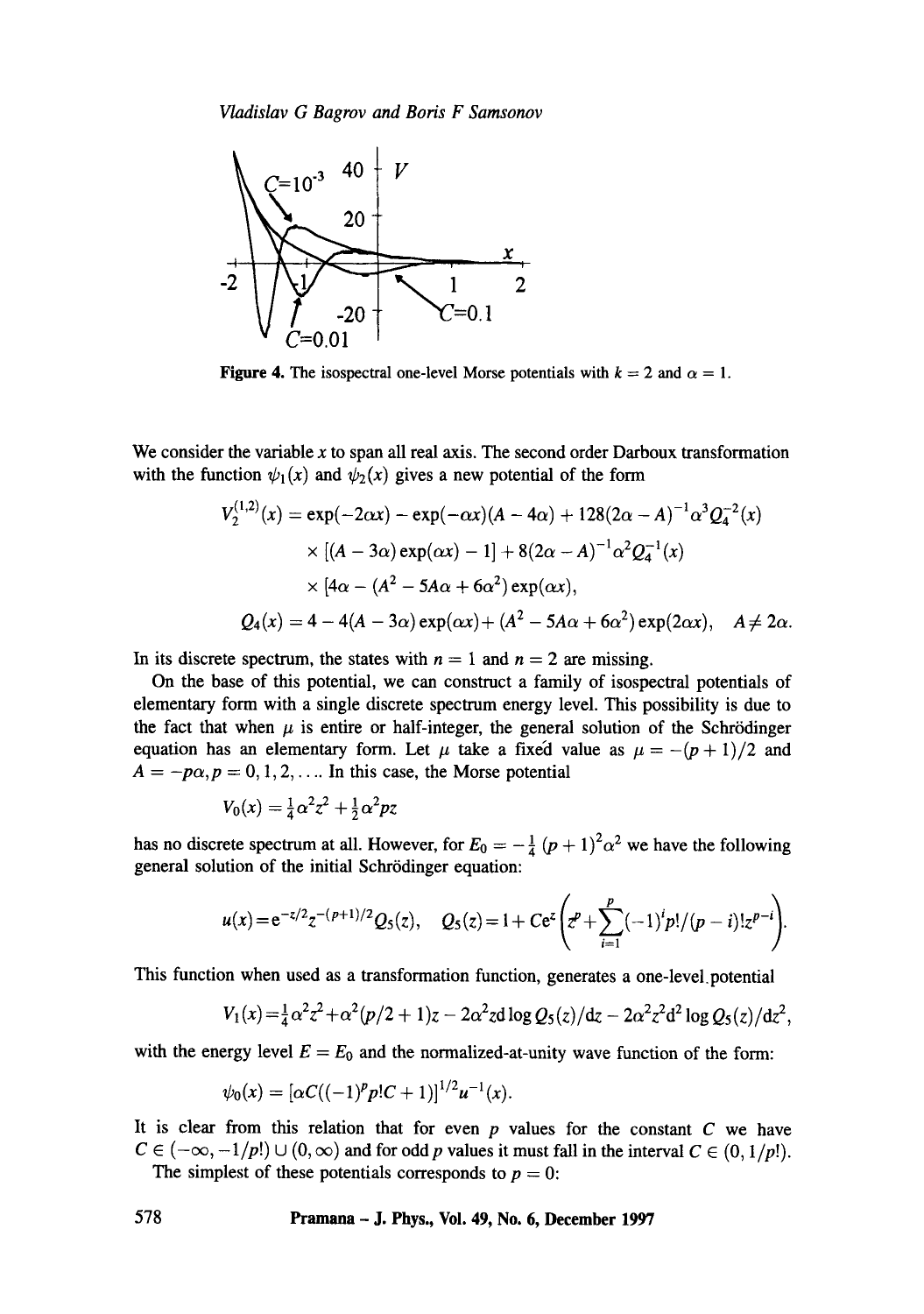**Figure 4.** The isospectral one-level Morse potentials with $k = 2$ and $\alpha = 1$.

We consider the variable $x$ to span all real axis. The second order Darboux transformation with the function $\psi_1(x)$ and $\psi_2(x)$ gives a new potential of the form

$$V_2^{(1,2)}(x) = \exp(-2\alpha x) - \exp(-\alpha x)(A - 4\alpha) + 128(2\alpha - A)^{-1}\alpha^3 Q_4^{-2}(x)$$
$$\times [(A - 3\alpha)\exp(\alpha x) - 1] + 8(2\alpha - A)^{-1}\alpha^2 Q_4^{-1}(x)$$
$$\times [4\alpha - (A^2 - 5A\alpha + 6\alpha^2)\exp(\alpha x),$$
$$Q_4(x) = 4 - 4(A - 3\alpha)\exp(\alpha x) + (A^2 - 5A\alpha + 6\alpha^2)\exp(2\alpha x), \quad A \neq 2\alpha.$$

In its discrete spectrum, the states with $n = 1$ and $n = 2$ are missing.

On the base of this potential, we can construct a family of isospectral potentials of elementary form with a single discrete spectrum energy level. This possibility is due to the fact that when $\mu$ is entire or half-integer, the general solution of the Schrödinger equation has an elementary form. Let $\mu$ take a fixed value as $\mu = -(p + 1)/2$ and $A = -p\alpha, p = 0, 1, 2, \ldots$ In this case, the Morse potential

$$V_0(x) = \tfrac{1}{4}\alpha^2 z^2 + \tfrac{1}{2}\alpha^2 p z$$

has no discrete spectrum at all. However, for $E_0 = -\frac{1}{4}(p + 1)^2\alpha^2$ we have the following general solution of the initial Schrödinger equation:

$$u(x) = \mathrm{e}^{-z/2} z^{-(p+1)/2} Q_5(z), \quad Q_5(z) = 1 + C\mathrm{e}^z \left( z^p + \sum_{i=1}^{p} (-1)^i p!/(p - i)! z^{p-i} \right).$$

This function when used as a transformation function, generates a one-level potential

$$V_1(x) = \tfrac{1}{4}\alpha^2 z^2 + \alpha^2(p/2 + 1)z - 2\alpha^2 z \mathrm{d}\log Q_5(z)/\mathrm{d}z - 2\alpha^2 z^2 \mathrm{d}^2 \log Q_5(z)/\mathrm{d}z^2,$$

with the energy level $E = E_0$ and the normalized-at-unity wave function of the form:

$$\psi_0(x) = [\alpha C((-1)^p p! C + 1)]^{1/2} u^{-1}(x).$$

It is clear from this relation that for even $p$ values for the constant $C$ we have $C \in (-\infty, -1/p!) \cup (0, \infty)$ and for odd $p$ values it must fall in the interval $C \in (0, 1/p!)$.

The simplest of these potentials corresponds to $p = 0$: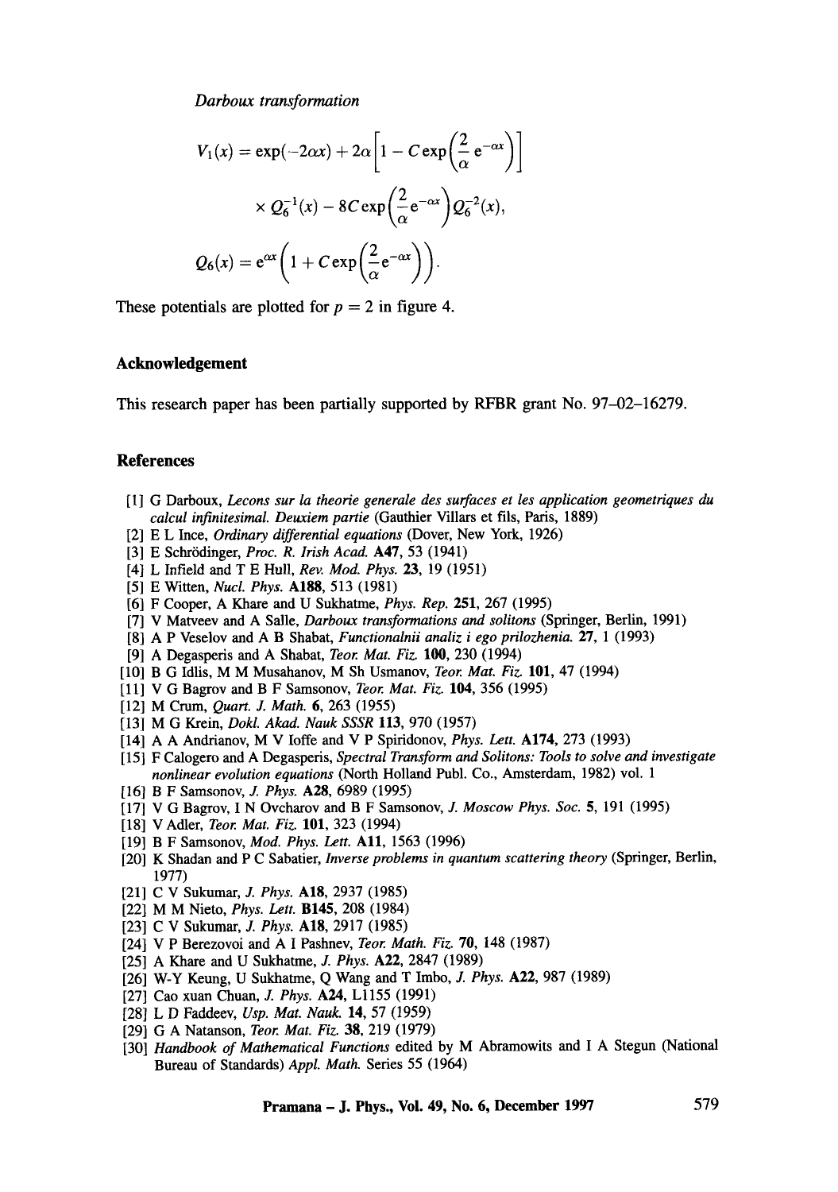*Darboux transformation*

$$V_1(x) = \exp(-2\alpha x) + 2\alpha\left[1 - C\exp\left(\frac{2}{\alpha}\,\mathrm{e}^{-\alpha x}\right)\right]$$
$$\times\, Q_6^{-1}(x) - 8C\exp\left(\frac{2}{\alpha}\mathrm{e}^{-\alpha x}\right)Q_6^{-2}(x),$$
$$Q_6(x) = \mathrm{e}^{\alpha x}\left(1 + C\exp\left(\frac{2}{\alpha}\mathrm{e}^{-\alpha x}\right)\right).$$

These potentials are plotted for $p = 2$ in figure 4.

## Acknowledgement

This research paper has been partially supported by RFBR grant No. 97–02–16279.

## References

[1] G Darboux, *Lecons sur la theorie generale des surfaces et les application geometriques du calcul infinitesimal. Deuxiem partie* (Gauthier Villars et fils, Paris, 1889)
[2] E L Ince, *Ordinary differential equations* (Dover, New York, 1926)
[3] E Schrödinger, *Proc. R. Irish Acad.* **A47**, 53 (1941)
[4] L Infield and T E Hull, *Rev. Mod. Phys.* **23**, 19 (1951)
[5] E Witten, *Nucl. Phys.* **A188**, 513 (1981)
[6] F Cooper, A Khare and U Sukhatme, *Phys. Rep.* **251**, 267 (1995)
[7] V Matveev and A Salle, *Darboux transformations and solitons* (Springer, Berlin, 1991)
[8] A P Veselov and A B Shabat, *Functionalnii analiz i ego prilozhenia.* **27**, 1 (1993)
[9] A Degasperis and A Shabat, *Teor. Mat. Fiz.* **100**, 230 (1994)
[10] B G Idlis, M M Musahanov, M Sh Usmanov, *Teor. Mat. Fiz.* **101**, 47 (1994)
[11] V G Bagrov and B F Samsonov, *Teor. Mat. Fiz.* **104**, 356 (1995)
[12] M Crum, *Quart. J. Math.* **6**, 263 (1955)
[13] M G Krein, *Dokl. Akad. Nauk SSSR* **113**, 970 (1957)
[14] A A Andrianov, M V Ioffe and V P Spiridonov, *Phys. Lett.* **A174**, 273 (1993)
[15] F Calogero and A Degasperis, *Spectral Transform and Solitons: Tools to solve and investigate nonlinear evolution equations* (North Holland Publ. Co., Amsterdam, 1982) vol. 1
[16] B F Samsonov, *J. Phys.* **A28**, 6989 (1995)
[17] V G Bagrov, I N Ovcharov and B F Samsonov, *J. Moscow Phys. Soc.* **5**, 191 (1995)
[18] V Adler, *Teor. Mat. Fiz.* **101**, 323 (1994)
[19] B F Samsonov, *Mod. Phys. Lett.* **A11**, 1563 (1996)
[20] K Shadan and P C Sabatier, *Inverse problems in quantum scattering theory* (Springer, Berlin, 1977)
[21] C V Sukumar, *J. Phys.* **A18**, 2937 (1985)
[22] M M Nieto, *Phys. Lett.* **B145**, 208 (1984)
[23] C V Sukumar, *J. Phys.* **A18**, 2917 (1985)
[24] V P Berezovoi and A I Pashnev, *Teor. Math. Fiz.* **70**, 148 (1987)
[25] A Khare and U Sukhatme, *J. Phys.* **A22**, 2847 (1989)
[26] W-Y Keung, U Sukhatme, Q Wang and T Imbo, *J. Phys.* **A22**, 987 (1989)
[27] Cao xuan Chuan, *J. Phys.* **A24**, L1155 (1991)
[28] L D Faddeev, *Usp. Mat. Nauk.* **14**, 57 (1959)
[29] G A Natanson, *Teor. Mat. Fiz.* **38**, 219 (1979)
[30] *Handbook of Mathematical Functions* edited by M Abramowits and I A Stegun (National Bureau of Standards) *Appl. Math.* Series 55 (1964)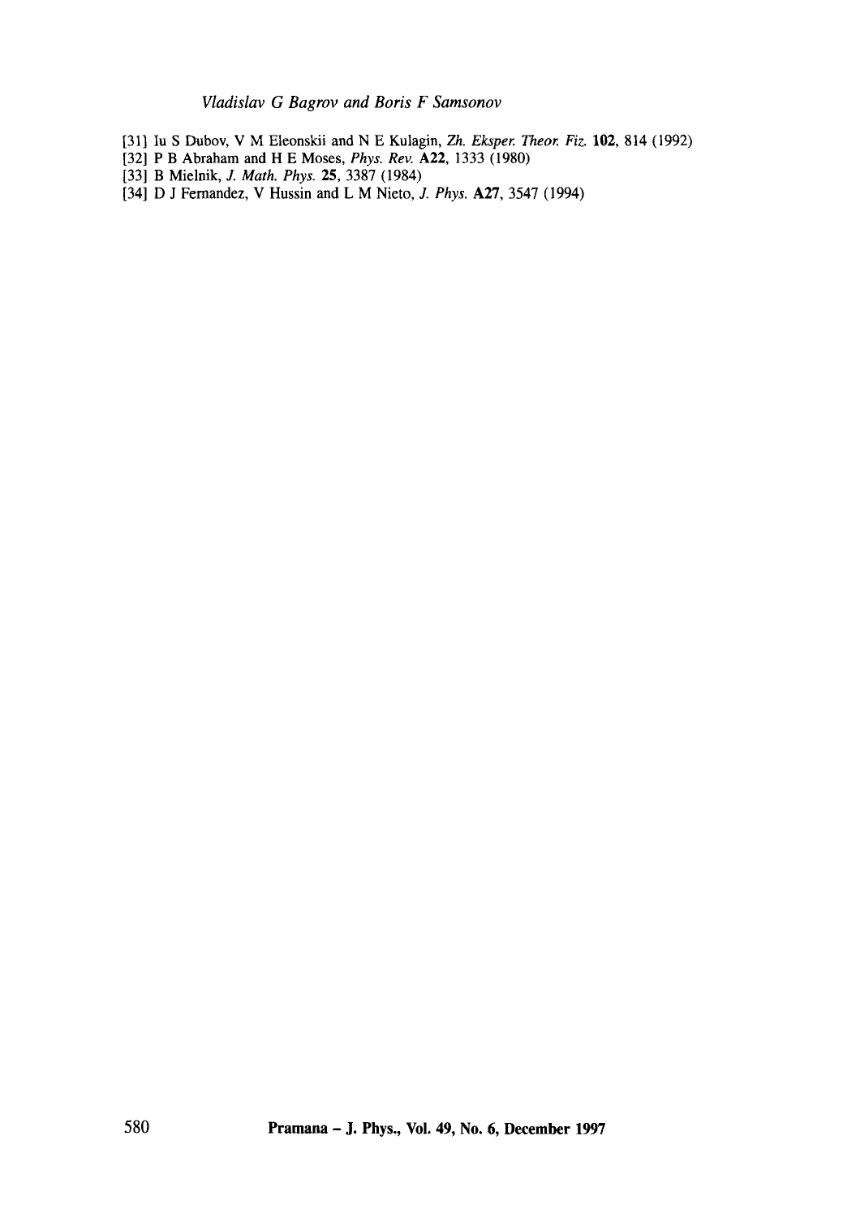[31] Iu S Dubov, V M Eleonskii and N E Kulagin, *Zh. Eksper. Theor. Fiz.* **102**, 814 (1992)
[32] P B Abraham and H E Moses, *Phys. Rev.* **A22**, 1333 (1980)
[33] B Mielnik, *J. Math. Phys.* **25**, 3387 (1984)
[34] D J Fernandez, V Hussin and L M Nieto, *J. Phys.* **A27**, 3547 (1994)